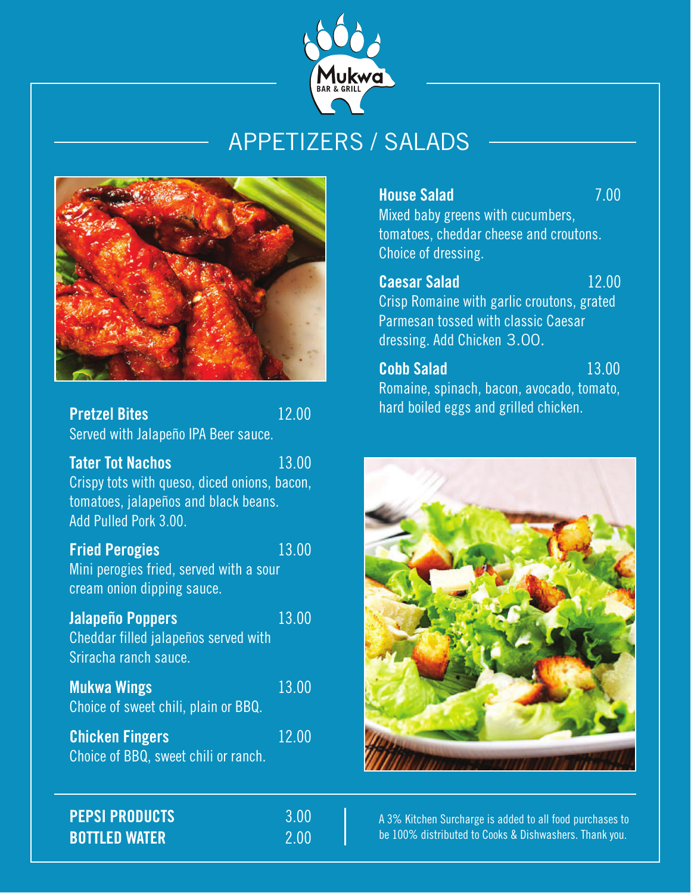# Mukwa
BAR & GRILL

## APPETIZERS / SALADS

**Pretzel Bites** 12.00
Served with Jalapeño IPA Beer sauce.

**Tater Tot Nachos** 13.00
Crispy tots with queso, diced onions, bacon, tomatoes, jalapeños and black beans. Add Pulled Pork 3.00.

**Fried Perogies** 13.00
Mini perogies fried, served with a sour cream onion dipping sauce.

**Jalapeño Poppers** 13.00
Cheddar filled jalapeños served with Sriracha ranch sauce.

**Mukwa Wings** 13.00
Choice of sweet chili, plain or BBQ.

**Chicken Fingers** 12.00
Choice of BBQ, sweet chili or ranch.

**House Salad** 7.00
Mixed baby greens with cucumbers, tomatoes, cheddar cheese and croutons. Choice of dressing.

**Caesar Salad** 12.00
Crisp Romaine with garlic croutons, grated Parmesan tossed with classic Caesar dressing. Add Chicken 3.00.

**Cobb Salad** 13.00
Romaine, spinach, bacon, avocado, tomato, hard boiled eggs and grilled chicken.

**PEPSI PRODUCTS** 3.00
**BOTTLED WATER** 2.00

A 3% Kitchen Surcharge is added to all food purchases to be 100% distributed to Cooks & Dishwashers. Thank you.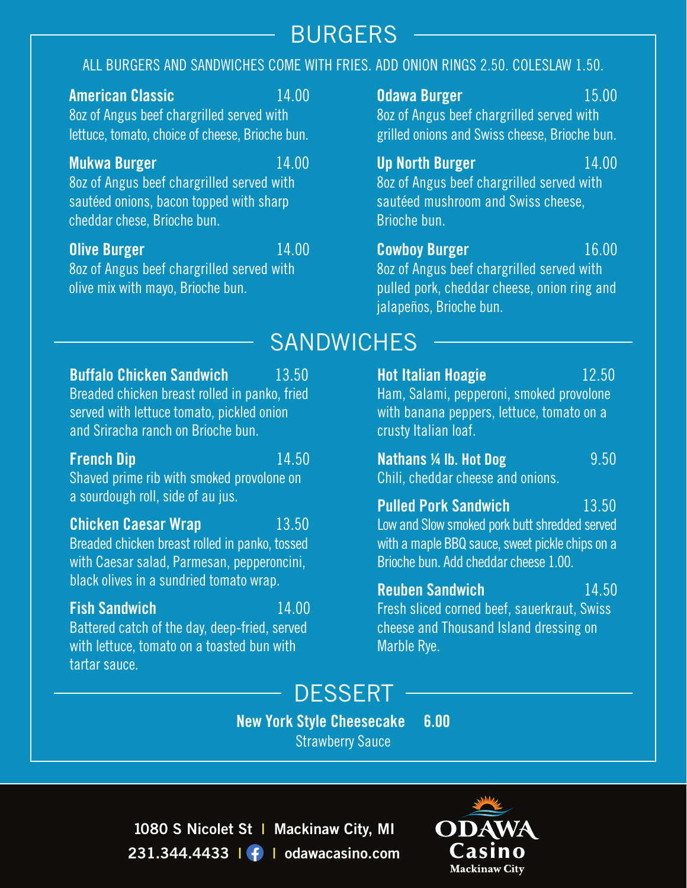## BURGERS

ALL BURGERS AND SANDWICHES COME WITH FRIES. ADD ONION RINGS 2.50. COLESLAW 1.50.

**American Classic** 14.00
8oz of Angus beef chargrilled served with lettuce, tomato, choice of cheese, Brioche bun.

**Mukwa Burger** 14.00
8oz of Angus beef chargrilled served with sautéed onions, bacon topped with sharp cheddar chese, Brioche bun.

**Olive Burger** 14.00
8oz of Angus beef chargrilled served with olive mix with mayo, Brioche bun.

**Odawa Burger** 15.00
8oz of Angus beef chargrilled served with grilled onions and Swiss cheese, Brioche bun.

**Up North Burger** 14.00
8oz of Angus beef chargrilled served with sautéed mushroom and Swiss cheese, Brioche bun.

**Cowboy Burger** 16.00
8oz of Angus beef chargrilled served with pulled pork, cheddar cheese, onion ring and jalapeños, Brioche bun.

## SANDWICHES

**Buffalo Chicken Sandwich** 13.50
Breaded chicken breast rolled in panko, fried served with lettuce tomato, pickled onion and Sriracha ranch on Brioche bun.

**French Dip** 14.50
Shaved prime rib with smoked provolone on a sourdough roll, side of au jus.

**Chicken Caesar Wrap** 13.50
Breaded chicken breast rolled in panko, tossed with Caesar salad, Parmesan, pepperoncini, black olives in a sundried tomato wrap.

**Fish Sandwich** 14.00
Battered catch of the day, deep-fried, served with lettuce, tomato on a toasted bun with tartar sauce.

**Hot Italian Hoagie** 12.50
Ham, Salami, pepperoni, smoked provolone with banana peppers, lettuce, tomato on a crusty Italian loaf.

**Nathans ¼ lb. Hot Dog** 9.50
Chili, cheddar cheese and onions.

**Pulled Pork Sandwich** 13.50
Low and Slow smoked pork butt shredded served with a maple BBQ sauce, sweet pickle chips on a Brioche bun. Add cheddar cheese 1.00.

**Reuben Sandwich** 14.50
Fresh sliced corned beef, sauerkraut, Swiss cheese and Thousand Island dressing on Marble Rye.

## DESSERT

**New York Style Cheesecake 6.00**
Strawberry Sauce

1080 S Nicolet St | Mackinaw City, MI
231.344.4433 | | odawacasino.com

ODAWA Casino Mackinaw City